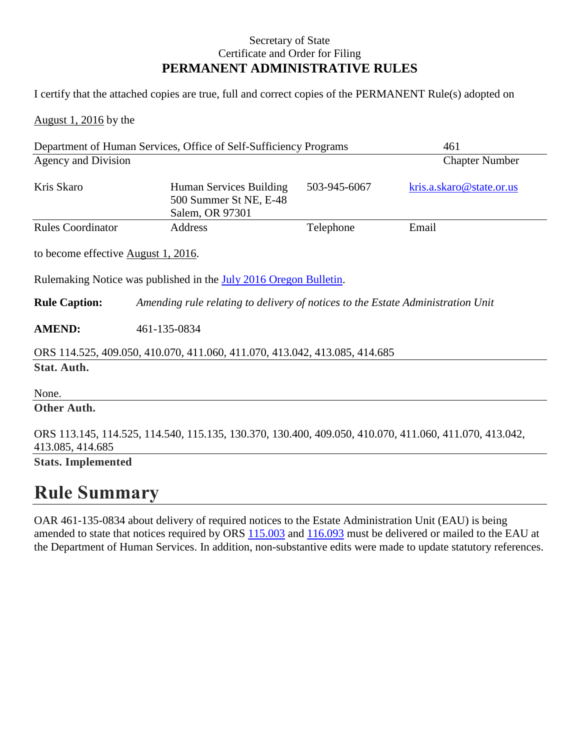Secretary of State
Certificate and Order for Filing
**PERMANENT ADMINISTRATIVE RULES**

I certify that the attached copies are true, full and correct copies of the PERMANENT Rule(s) adopted on

August 1, 2016 by the

| Department of Human Services, Office of Self-Sufficiency Programs | 461 |
|---|---|
| Agency and Division | Chapter Number |

| Kris Skaro | Human Services Building 500 Summer St NE, E-48 Salem, OR 97301 | 503-945-6067 | kris.a.skaro@state.or.us |
|---|---|---|---|
| Rules Coordinator | Address | Telephone | Email |

to become effective August 1, 2016.

Rulemaking Notice was published in the July 2016 Oregon Bulletin.

**Rule Caption:** *Amending rule relating to delivery of notices to the Estate Administration Unit*

**AMEND:** 461-135-0834

ORS 114.525, 409.050, 410.070, 411.060, 411.070, 413.042, 413.085, 414.685
**Stat. Auth.**

None.
**Other Auth.**

ORS 113.145, 114.525, 114.540, 115.135, 130.370, 130.400, 409.050, 410.070, 411.060, 411.070, 413.042, 413.085, 414.685
**Stats. Implemented**

# Rule Summary

OAR 461-135-0834 about delivery of required notices to the Estate Administration Unit (EAU) is being amended to state that notices required by ORS 115.003 and 116.093 must be delivered or mailed to the EAU at the Department of Human Services. In addition, non-substantive edits were made to update statutory references.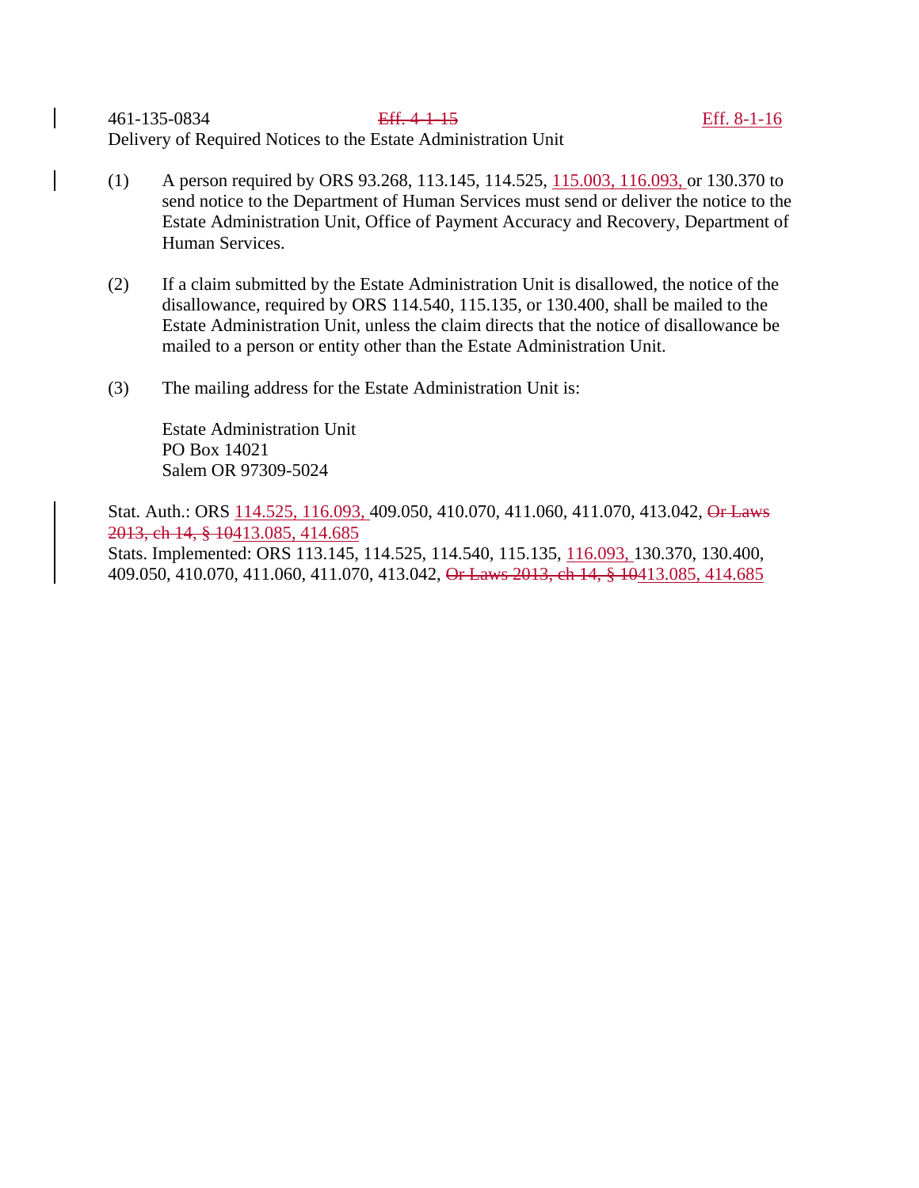461-135-0834 ~~Eff. 4-1-15~~ Eff. 8-1-16

Delivery of Required Notices to the Estate Administration Unit

(1) A person required by ORS 93.268, 113.145, 114.525, 115.003, 116.093, or 130.370 to send notice to the Department of Human Services must send or deliver the notice to the Estate Administration Unit, Office of Payment Accuracy and Recovery, Department of Human Services.

(2) If a claim submitted by the Estate Administration Unit is disallowed, the notice of the disallowance, required by ORS 114.540, 115.135, or 130.400, shall be mailed to the Estate Administration Unit, unless the claim directs that the notice of disallowance be mailed to a person or entity other than the Estate Administration Unit.

(3) The mailing address for the Estate Administration Unit is:

Estate Administration Unit
PO Box 14021
Salem OR 97309-5024

Stat. Auth.: ORS 114.525, 116.093, 409.050, 410.070, 411.060, 411.070, 413.042, ~~Or Laws 2013, ch 14, § 10~~413.085, 414.685
Stats. Implemented: ORS 113.145, 114.525, 114.540, 115.135, 116.093, 130.370, 130.400, 409.050, 410.070, 411.060, 411.070, 413.042, ~~Or Laws 2013, ch 14, § 10~~413.085, 414.685